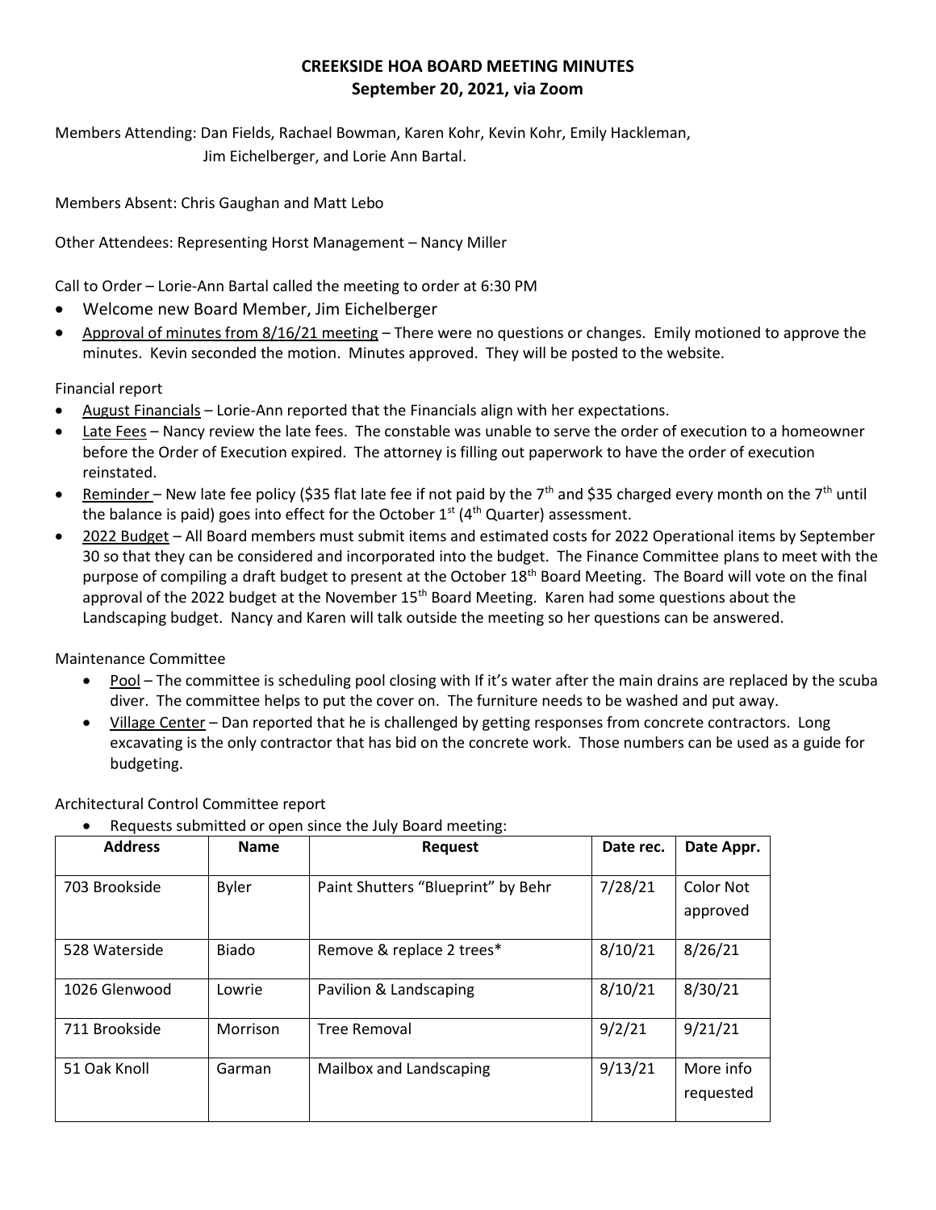**CREEKSIDE HOA BOARD MEETING MINUTES**
**September 20, 2021, via Zoom**

Members Attending: Dan Fields, Rachael Bowman, Karen Kohr, Kevin Kohr, Emily Hackleman, Jim Eichelberger, and Lorie Ann Bartal.

Members Absent: Chris Gaughan and Matt Lebo

Other Attendees: Representing Horst Management – Nancy Miller

Call to Order – Lorie-Ann Bartal called the meeting to order at 6:30 PM

- Welcome new Board Member, Jim Eichelberger
- Approval of minutes from 8/16/21 meeting – There were no questions or changes. Emily motioned to approve the minutes. Kevin seconded the motion. Minutes approved. They will be posted to the website.

Financial report

- August Financials – Lorie-Ann reported that the Financials align with her expectations.
- Late Fees – Nancy review the late fees. The constable was unable to serve the order of execution to a homeowner before the Order of Execution expired. The attorney is filling out paperwork to have the order of execution reinstated.
- Reminder – New late fee policy ($35 flat late fee if not paid by the 7th and $35 charged every month on the 7th until the balance is paid) goes into effect for the October 1st (4th Quarter) assessment.
- 2022 Budget – All Board members must submit items and estimated costs for 2022 Operational items by September 30 so that they can be considered and incorporated into the budget. The Finance Committee plans to meet with the purpose of compiling a draft budget to present at the October 18th Board Meeting. The Board will vote on the final approval of the 2022 budget at the November 15th Board Meeting. Karen had some questions about the Landscaping budget. Nancy and Karen will talk outside the meeting so her questions can be answered.

Maintenance Committee

- Pool – The committee is scheduling pool closing with If it's water after the main drains are replaced by the scuba diver. The committee helps to put the cover on. The furniture needs to be washed and put away.
- Village Center – Dan reported that he is challenged by getting responses from concrete contractors. Long excavating is the only contractor that has bid on the concrete work. Those numbers can be used as a guide for budgeting.

Architectural Control Committee report

- Requests submitted or open since the July Board meeting:

| Address | Name | Request | Date rec. | Date Appr. |
|---|---|---|---|---|
| 703 Brookside | Byler | Paint Shutters "Blueprint" by Behr | 7/28/21 | Color Not approved |
| 528 Waterside | Biado | Remove & replace 2 trees* | 8/10/21 | 8/26/21 |
| 1026 Glenwood | Lowrie | Pavilion & Landscaping | 8/10/21 | 8/30/21 |
| 711 Brookside | Morrison | Tree Removal | 9/2/21 | 9/21/21 |
| 51 Oak Knoll | Garman | Mailbox and Landscaping | 9/13/21 | More info requested |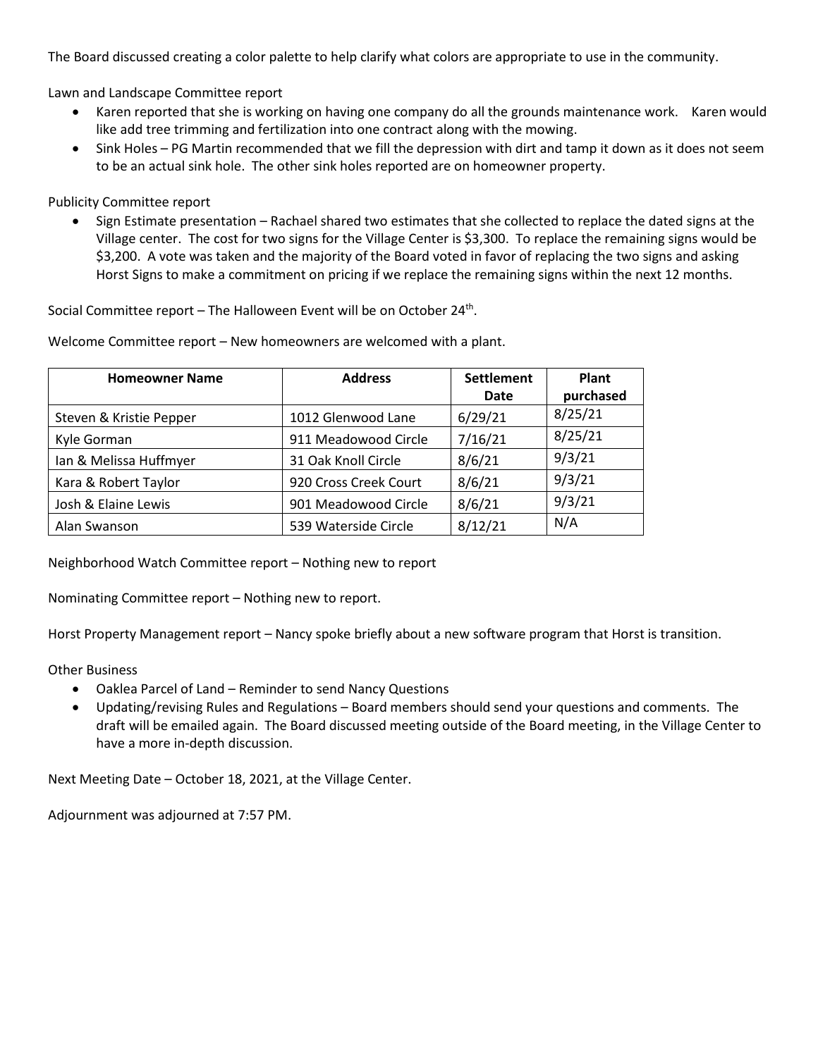The Board discussed creating a color palette to help clarify what colors are appropriate to use in the community.

Lawn and Landscape Committee report

- Karen reported that she is working on having one company do all the grounds maintenance work. Karen would like add tree trimming and fertilization into one contract along with the mowing.
- Sink Holes – PG Martin recommended that we fill the depression with dirt and tamp it down as it does not seem to be an actual sink hole. The other sink holes reported are on homeowner property.

Publicity Committee report

- Sign Estimate presentation – Rachael shared two estimates that she collected to replace the dated signs at the Village center. The cost for two signs for the Village Center is $3,300. To replace the remaining signs would be $3,200. A vote was taken and the majority of the Board voted in favor of replacing the two signs and asking Horst Signs to make a commitment on pricing if we replace the remaining signs within the next 12 months.

Social Committee report – The Halloween Event will be on October 24th.

Welcome Committee report – New homeowners are welcomed with a plant.

| Homeowner Name | Address | Settlement Date | Plant purchased |
|---|---|---|---|
| Steven & Kristie Pepper | 1012 Glenwood Lane | 6/29/21 | 8/25/21 |
| Kyle Gorman | 911 Meadowood Circle | 7/16/21 | 8/25/21 |
| Ian & Melissa Huffmyer | 31 Oak Knoll Circle | 8/6/21 | 9/3/21 |
| Kara & Robert Taylor | 920 Cross Creek Court | 8/6/21 | 9/3/21 |
| Josh & Elaine Lewis | 901 Meadowood Circle | 8/6/21 | 9/3/21 |
| Alan Swanson | 539 Waterside Circle | 8/12/21 | N/A |

Neighborhood Watch Committee report – Nothing new to report

Nominating Committee report – Nothing new to report.

Horst Property Management report – Nancy spoke briefly about a new software program that Horst is transition.

Other Business

- Oaklea Parcel of Land – Reminder to send Nancy Questions
- Updating/revising Rules and Regulations – Board members should send your questions and comments. The draft will be emailed again. The Board discussed meeting outside of the Board meeting, in the Village Center to have a more in-depth discussion.

Next Meeting Date – October 18, 2021, at the Village Center.

Adjournment was adjourned at 7:57 PM.